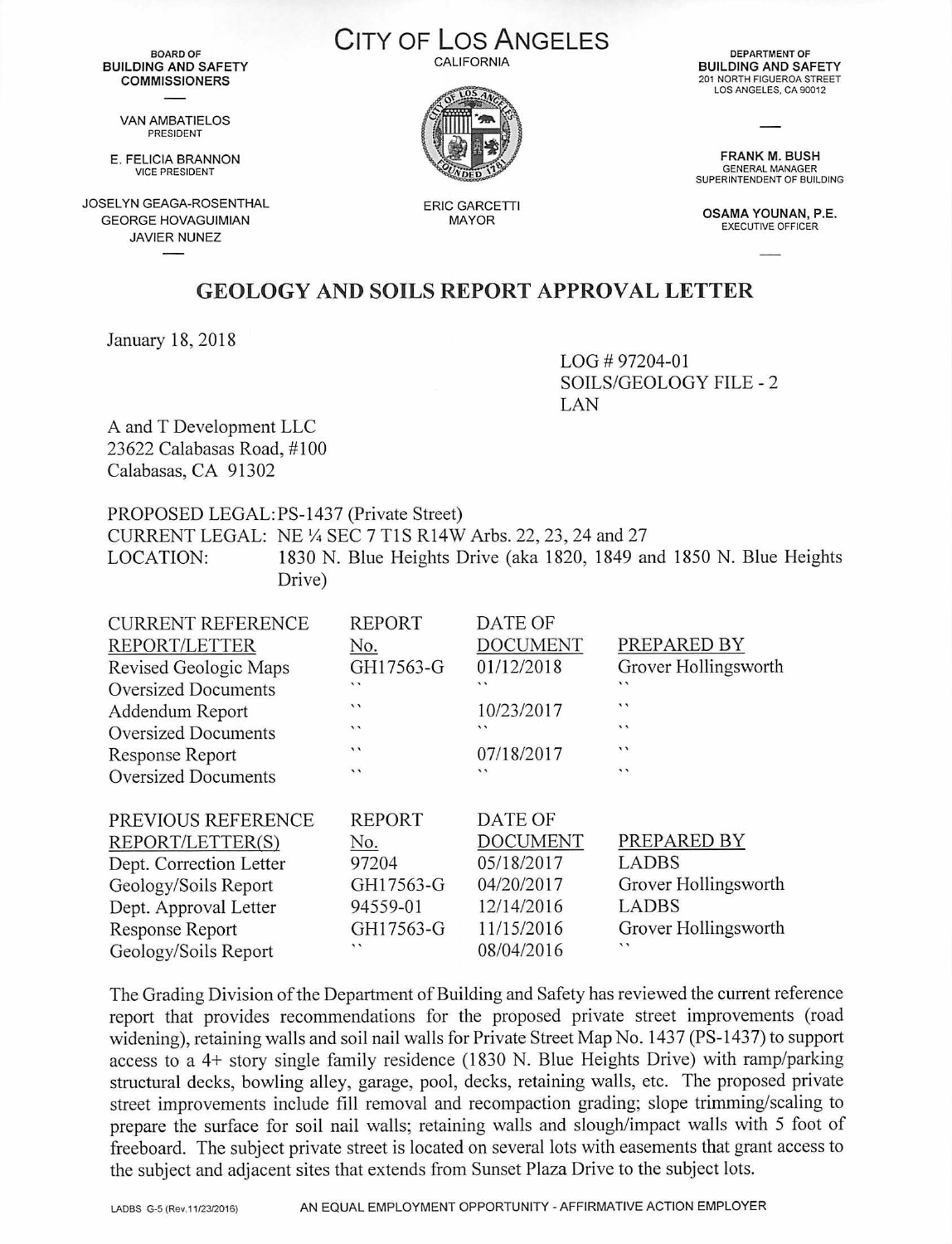**BOARD OF BUILDING AND SAFETY COMMISSIONERS**

VAN AMBATIELOS
PRESIDENT

E. FELICIA BRANNON
VICE PRESIDENT

JOSELYN GEAGA-ROSENTHAL
GEORGE HOVAGUIMIAN
JAVIER NUNEZ

# CITY OF LOS ANGELES

CALIFORNIA

ERIC GARCETTI
MAYOR

**DEPARTMENT OF BUILDING AND SAFETY**
201 NORTH FIGUEROA STREET
LOS ANGELES, CA 90012

**FRANK M. BUSH**
GENERAL MANAGER
SUPERINTENDENT OF BUILDING

**OSAMA YOUNAN, P.E.**
EXECUTIVE OFFICER

## GEOLOGY AND SOILS REPORT APPROVAL LETTER

January 18, 2018

LOG # 97204-01
SOILS/GEOLOGY FILE - 2
LAN

A and T Development LLC
23622 Calabasas Road, #100
Calabasas, CA 91302

PROPOSED LEGAL: PS-1437 (Private Street)
CURRENT LEGAL: NE ¼ SEC 7 T1S R14W Arbs. 22, 23, 24 and 27
LOCATION: 1830 N. Blue Heights Drive (aka 1820, 1849 and 1850 N. Blue Heights Drive)

| CURRENT REFERENCE REPORT/LETTER | REPORT No. | DATE OF DOCUMENT | PREPARED BY |
|---|---|---|---|
| Revised Geologic Maps | GH17563-G | 01/12/2018 | Grover Hollingsworth |
| Oversized Documents | " | " | " |
| Addendum Report | " | 10/23/2017 | " |
| Oversized Documents | " | " | " |
| Response Report | " | 07/18/2017 | " |
| Oversized Documents | " | " | " |

| PREVIOUS REFERENCE REPORT/LETTER(S) | REPORT No. | DATE OF DOCUMENT | PREPARED BY |
|---|---|---|---|
| Dept. Correction Letter | 97204 | 05/18/2017 | LADBS |
| Geology/Soils Report | GH17563-G | 04/20/2017 | Grover Hollingsworth |
| Dept. Approval Letter | 94559-01 | 12/14/2016 | LADBS |
| Response Report | GH17563-G | 11/15/2016 | Grover Hollingsworth |
| Geology/Soils Report | " | 08/04/2016 | " |

The Grading Division of the Department of Building and Safety has reviewed the current reference report that provides recommendations for the proposed private street improvements (road widening), retaining walls and soil nail walls for Private Street Map No. 1437 (PS-1437) to support access to a 4+ story single family residence (1830 N. Blue Heights Drive) with ramp/parking structural decks, bowling alley, garage, pool, decks, retaining walls, etc. The proposed private street improvements include fill removal and recompaction grading; slope trimming/scaling to prepare the surface for soil nail walls; retaining walls and slough/impact walls with 5 foot of freeboard. The subject private street is located on several lots with easements that grant access to the subject and adjacent sites that extends from Sunset Plaza Drive to the subject lots.

LADBS G-5 (Rev.11/23/2016) AN EQUAL EMPLOYMENT OPPORTUNITY - AFFIRMATIVE ACTION EMPLOYER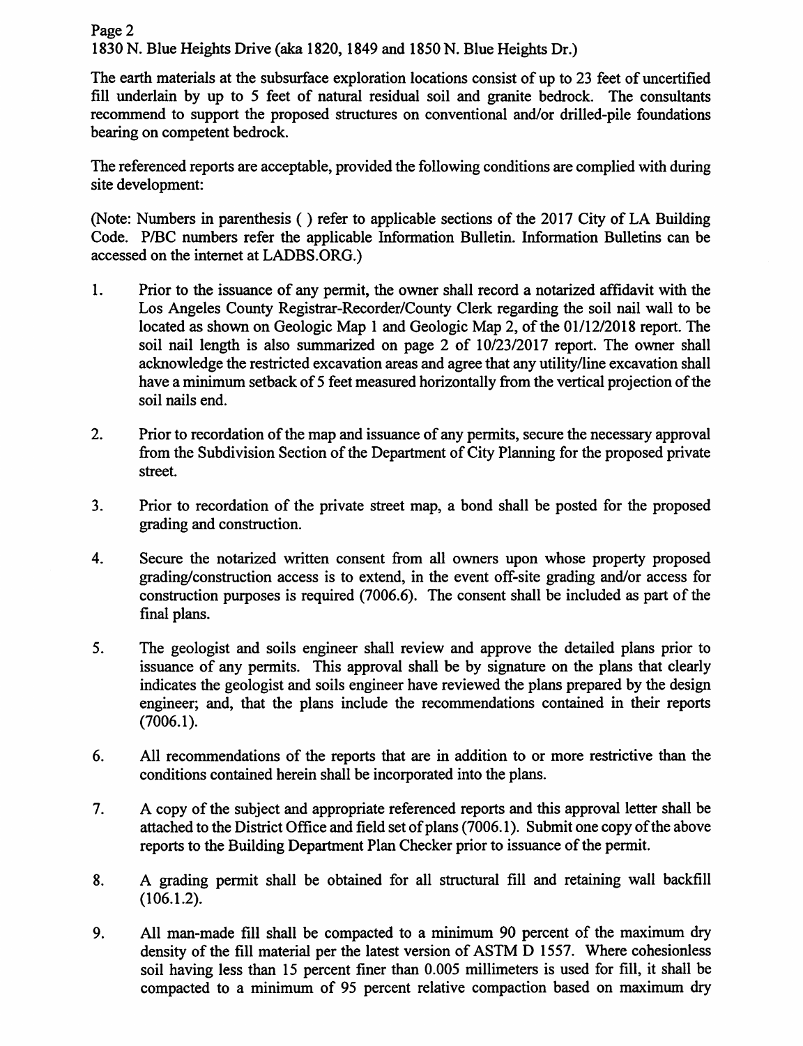The earth materials at the subsurface exploration locations consist of up to 23 feet of uncertified fill underlain by up to 5 feet of natural residual soil and granite bedrock. The consultants recommend to support the proposed structures on conventional and/or drilled-pile foundations bearing on competent bedrock.

The referenced reports are acceptable, provided the following conditions are complied with during site development:

(Note: Numbers in parenthesis ( ) refer to applicable sections of the 2017 City of LA Building Code. P/BC numbers refer the applicable Information Bulletin. Information Bulletins can be accessed on the internet at LADBS.ORG.)

1. Prior to the issuance of any permit, the owner shall record a notarized affidavit with the Los Angeles County Registrar-Recorder/County Clerk regarding the soil nail wall to be located as shown on Geologic Map 1 and Geologic Map 2, of the 01/12/2018 report. The soil nail length is also summarized on page 2 of 10/23/2017 report. The owner shall acknowledge the restricted excavation areas and agree that any utility/line excavation shall have a minimum setback of 5 feet measured horizontally from the vertical projection of the soil nails end.

2. Prior to recordation of the map and issuance of any permits, secure the necessary approval from the Subdivision Section of the Department of City Planning for the proposed private street.

3. Prior to recordation of the private street map, a bond shall be posted for the proposed grading and construction.

4. Secure the notarized written consent from all owners upon whose property proposed grading/construction access is to extend, in the event off-site grading and/or access for construction purposes is required (7006.6). The consent shall be included as part of the final plans.

5. The geologist and soils engineer shall review and approve the detailed plans prior to issuance of any permits. This approval shall be by signature on the plans that clearly indicates the geologist and soils engineer have reviewed the plans prepared by the design engineer; and, that the plans include the recommendations contained in their reports (7006.1).

6. All recommendations of the reports that are in addition to or more restrictive than the conditions contained herein shall be incorporated into the plans.

7. A copy of the subject and appropriate referenced reports and this approval letter shall be attached to the District Office and field set of plans (7006.1). Submit one copy of the above reports to the Building Department Plan Checker prior to issuance of the permit.

8. A grading permit shall be obtained for all structural fill and retaining wall backfill (106.1.2).

9. All man-made fill shall be compacted to a minimum 90 percent of the maximum dry density of the fill material per the latest version of ASTM D 1557. Where cohesionless soil having less than 15 percent finer than 0.005 millimeters is used for fill, it shall be compacted to a minimum of 95 percent relative compaction based on maximum dry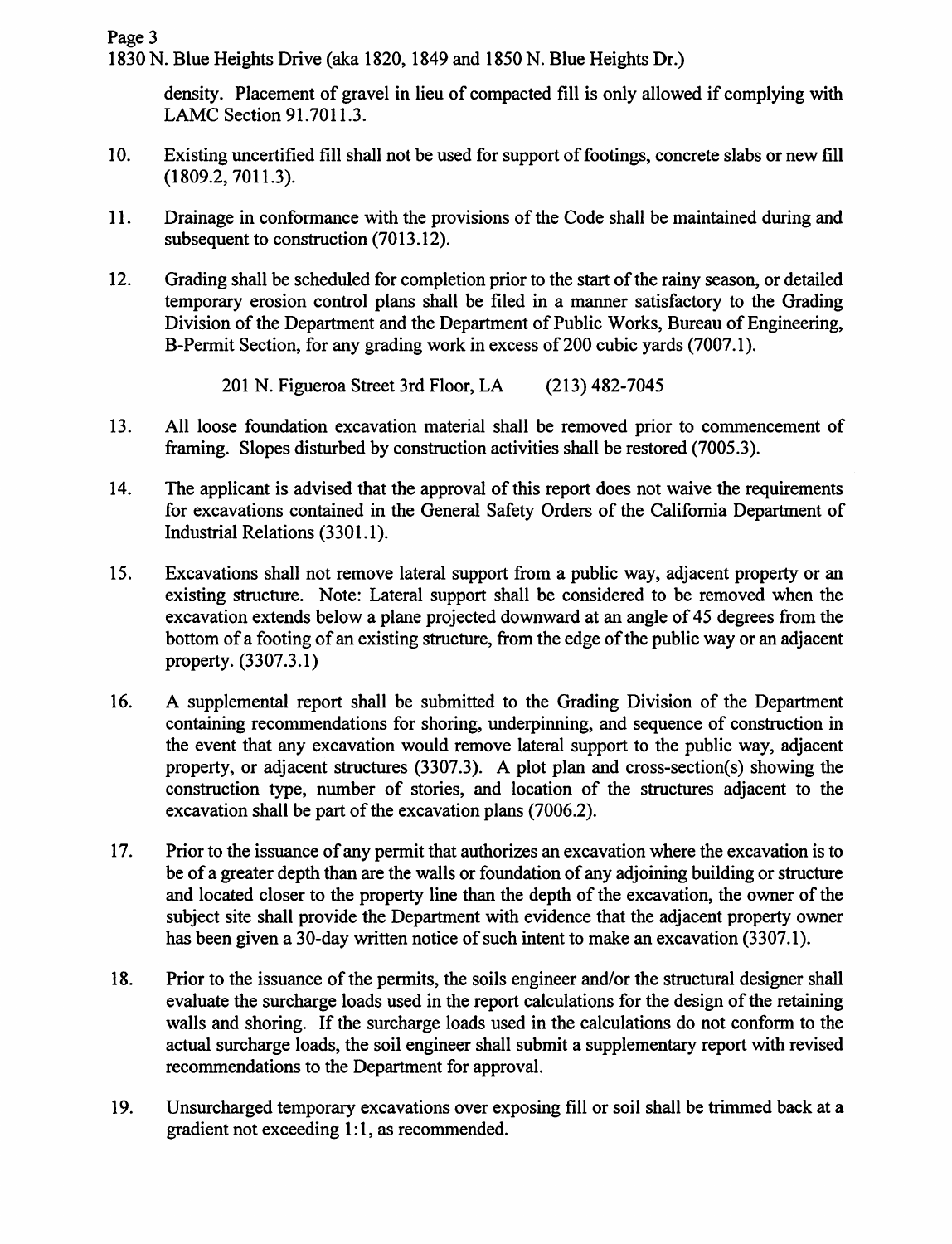density. Placement of gravel in lieu of compacted fill is only allowed if complying with LAMC Section 91.7011.3.

10. Existing uncertified fill shall not be used for support of footings, concrete slabs or new fill (1809.2, 7011.3).

11. Drainage in conformance with the provisions of the Code shall be maintained during and subsequent to construction (7013.12).

12. Grading shall be scheduled for completion prior to the start of the rainy season, or detailed temporary erosion control plans shall be filed in a manner satisfactory to the Grading Division of the Department and the Department of Public Works, Bureau of Engineering, B-Permit Section, for any grading work in excess of 200 cubic yards (7007.1).

    201 N. Figueroa Street 3rd Floor, LA (213) 482-7045

13. All loose foundation excavation material shall be removed prior to commencement of framing. Slopes disturbed by construction activities shall be restored (7005.3).

14. The applicant is advised that the approval of this report does not waive the requirements for excavations contained in the General Safety Orders of the California Department of Industrial Relations (3301.1).

15. Excavations shall not remove lateral support from a public way, adjacent property or an existing structure. Note: Lateral support shall be considered to be removed when the excavation extends below a plane projected downward at an angle of 45 degrees from the bottom of a footing of an existing structure, from the edge of the public way or an adjacent property. (3307.3.1)

16. A supplemental report shall be submitted to the Grading Division of the Department containing recommendations for shoring, underpinning, and sequence of construction in the event that any excavation would remove lateral support to the public way, adjacent property, or adjacent structures (3307.3). A plot plan and cross-section(s) showing the construction type, number of stories, and location of the structures adjacent to the excavation shall be part of the excavation plans (7006.2).

17. Prior to the issuance of any permit that authorizes an excavation where the excavation is to be of a greater depth than are the walls or foundation of any adjoining building or structure and located closer to the property line than the depth of the excavation, the owner of the subject site shall provide the Department with evidence that the adjacent property owner has been given a 30-day written notice of such intent to make an excavation (3307.1).

18. Prior to the issuance of the permits, the soils engineer and/or the structural designer shall evaluate the surcharge loads used in the report calculations for the design of the retaining walls and shoring. If the surcharge loads used in the calculations do not conform to the actual surcharge loads, the soil engineer shall submit a supplementary report with revised recommendations to the Department for approval.

19. Unsurcharged temporary excavations over exposing fill or soil shall be trimmed back at a gradient not exceeding 1:1, as recommended.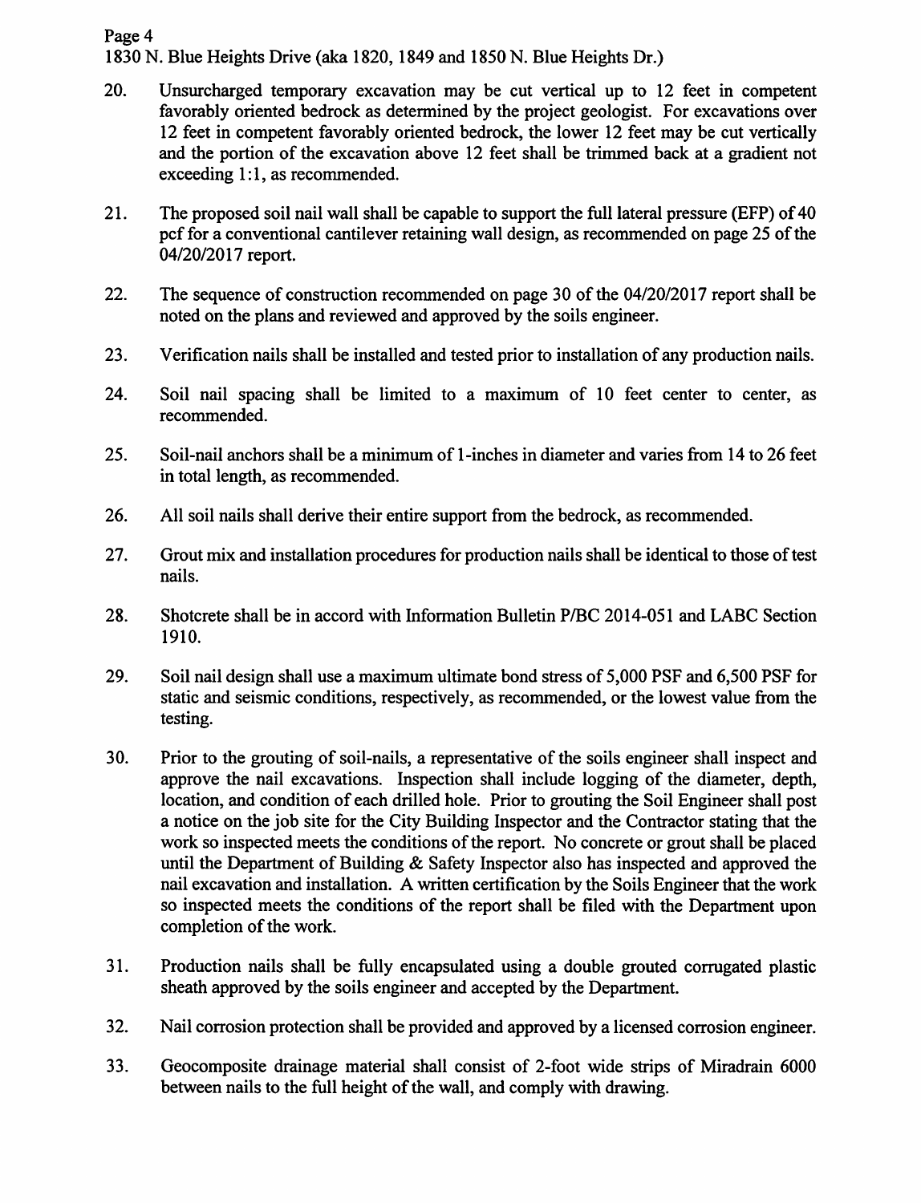20. Unsurcharged temporary excavation may be cut vertical up to 12 feet in competent favorably oriented bedrock as determined by the project geologist. For excavations over 12 feet in competent favorably oriented bedrock, the lower 12 feet may be cut vertically and the portion of the excavation above 12 feet shall be trimmed back at a gradient not exceeding 1:1, as recommended.

21. The proposed soil nail wall shall be capable to support the full lateral pressure (EFP) of 40 pcf for a conventional cantilever retaining wall design, as recommended on page 25 of the 04/20/2017 report.

22. The sequence of construction recommended on page 30 of the 04/20/2017 report shall be noted on the plans and reviewed and approved by the soils engineer.

23. Verification nails shall be installed and tested prior to installation of any production nails.

24. Soil nail spacing shall be limited to a maximum of 10 feet center to center, as recommended.

25. Soil-nail anchors shall be a minimum of 1-inches in diameter and varies from 14 to 26 feet in total length, as recommended.

26. All soil nails shall derive their entire support from the bedrock, as recommended.

27. Grout mix and installation procedures for production nails shall be identical to those of test nails.

28. Shotcrete shall be in accord with Information Bulletin P/BC 2014-051 and LABC Section 1910.

29. Soil nail design shall use a maximum ultimate bond stress of 5,000 PSF and 6,500 PSF for static and seismic conditions, respectively, as recommended, or the lowest value from the testing.

30. Prior to the grouting of soil-nails, a representative of the soils engineer shall inspect and approve the nail excavations. Inspection shall include logging of the diameter, depth, location, and condition of each drilled hole. Prior to grouting the Soil Engineer shall post a notice on the job site for the City Building Inspector and the Contractor stating that the work so inspected meets the conditions of the report. No concrete or grout shall be placed until the Department of Building & Safety Inspector also has inspected and approved the nail excavation and installation. A written certification by the Soils Engineer that the work so inspected meets the conditions of the report shall be filed with the Department upon completion of the work.

31. Production nails shall be fully encapsulated using a double grouted corrugated plastic sheath approved by the soils engineer and accepted by the Department.

32. Nail corrosion protection shall be provided and approved by a licensed corrosion engineer.

33. Geocomposite drainage material shall consist of 2-foot wide strips of Miradrain 6000 between nails to the full height of the wall, and comply with drawing.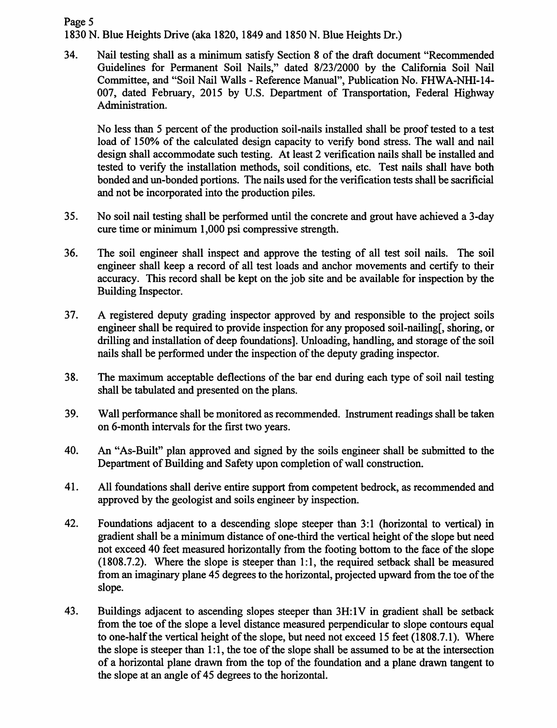34. Nail testing shall as a minimum satisfy Section 8 of the draft document "Recommended Guidelines for Permanent Soil Nails," dated 8/23/2000 by the California Soil Nail Committee, and "Soil Nail Walls - Reference Manual", Publication No. FHWA-NHI-14-007, dated February, 2015 by U.S. Department of Transportation, Federal Highway Administration.

    No less than 5 percent of the production soil-nails installed shall be proof tested to a test load of 150% of the calculated design capacity to verify bond stress. The wall and nail design shall accommodate such testing. At least 2 verification nails shall be installed and tested to verify the installation methods, soil conditions, etc. Test nails shall have both bonded and un-bonded portions. The nails used for the verification tests shall be sacrificial and not be incorporated into the production piles.

35. No soil nail testing shall be performed until the concrete and grout have achieved a 3-day cure time or minimum 1,000 psi compressive strength.

36. The soil engineer shall inspect and approve the testing of all test soil nails. The soil engineer shall keep a record of all test loads and anchor movements and certify to their accuracy. This record shall be kept on the job site and be available for inspection by the Building Inspector.

37. A registered deputy grading inspector approved by and responsible to the project soils engineer shall be required to provide inspection for any proposed soil-nailing[, shoring, or drilling and installation of deep foundations]. Unloading, handling, and storage of the soil nails shall be performed under the inspection of the deputy grading inspector.

38. The maximum acceptable deflections of the bar end during each type of soil nail testing shall be tabulated and presented on the plans.

39. Wall performance shall be monitored as recommended. Instrument readings shall be taken on 6-month intervals for the first two years.

40. An "As-Built" plan approved and signed by the soils engineer shall be submitted to the Department of Building and Safety upon completion of wall construction.

41. All foundations shall derive entire support from competent bedrock, as recommended and approved by the geologist and soils engineer by inspection.

42. Foundations adjacent to a descending slope steeper than 3:1 (horizontal to vertical) in gradient shall be a minimum distance of one-third the vertical height of the slope but need not exceed 40 feet measured horizontally from the footing bottom to the face of the slope (1808.7.2). Where the slope is steeper than 1:1, the required setback shall be measured from an imaginary plane 45 degrees to the horizontal, projected upward from the toe of the slope.

43. Buildings adjacent to ascending slopes steeper than 3H:1V in gradient shall be setback from the toe of the slope a level distance measured perpendicular to slope contours equal to one-half the vertical height of the slope, but need not exceed 15 feet (1808.7.1). Where the slope is steeper than 1:1, the toe of the slope shall be assumed to be at the intersection of a horizontal plane drawn from the top of the foundation and a plane drawn tangent to the slope at an angle of 45 degrees to the horizontal.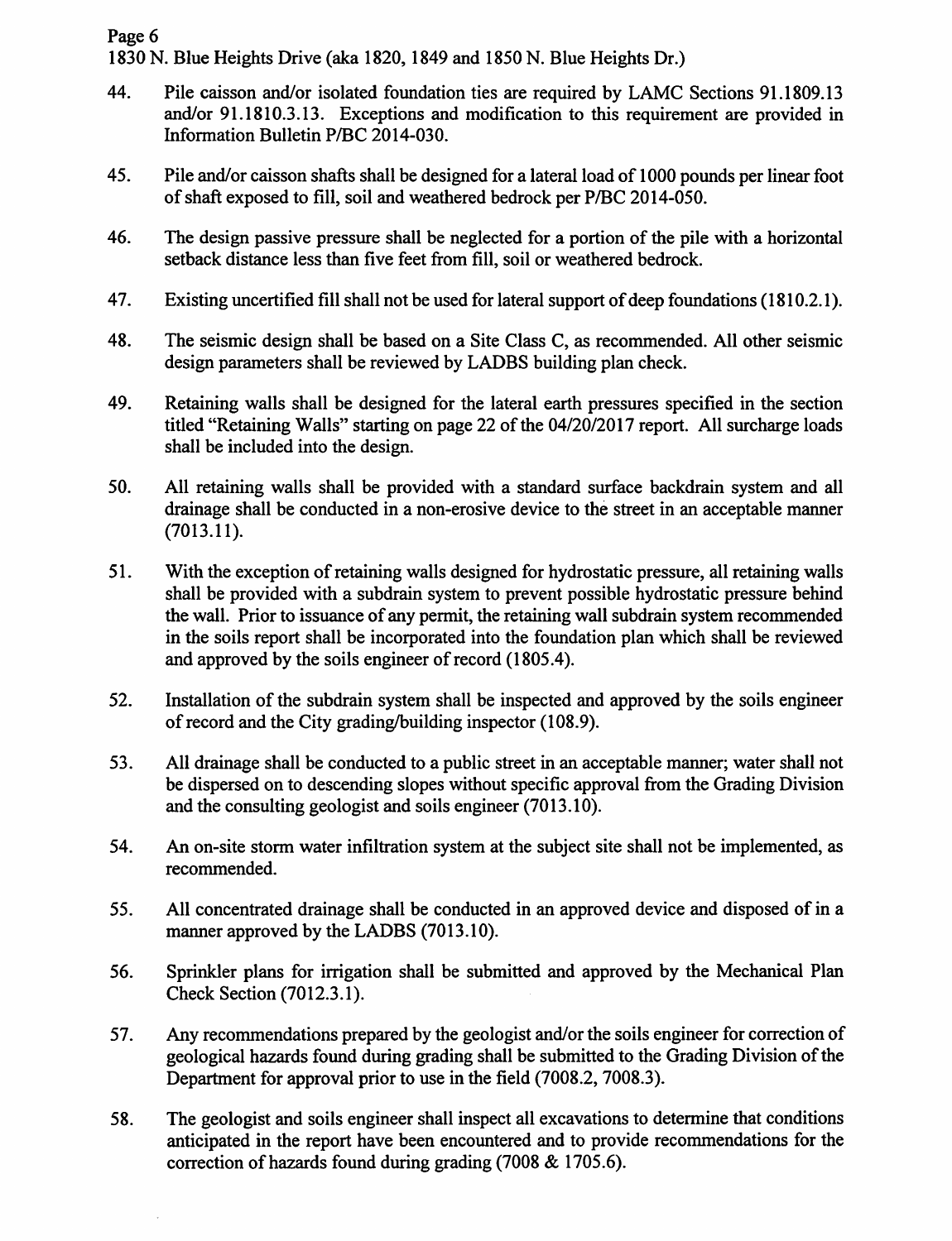44. Pile caisson and/or isolated foundation ties are required by LAMC Sections 91.1809.13 and/or 91.1810.3.13. Exceptions and modification to this requirement are provided in Information Bulletin P/BC 2014-030.

45. Pile and/or caisson shafts shall be designed for a lateral load of 1000 pounds per linear foot of shaft exposed to fill, soil and weathered bedrock per P/BC 2014-050.

46. The design passive pressure shall be neglected for a portion of the pile with a horizontal setback distance less than five feet from fill, soil or weathered bedrock.

47. Existing uncertified fill shall not be used for lateral support of deep foundations (1810.2.1).

48. The seismic design shall be based on a Site Class C, as recommended. All other seismic design parameters shall be reviewed by LADBS building plan check.

49. Retaining walls shall be designed for the lateral earth pressures specified in the section titled "Retaining Walls" starting on page 22 of the 04/20/2017 report. All surcharge loads shall be included into the design.

50. All retaining walls shall be provided with a standard surface backdrain system and all drainage shall be conducted in a non-erosive device to the street in an acceptable manner (7013.11).

51. With the exception of retaining walls designed for hydrostatic pressure, all retaining walls shall be provided with a subdrain system to prevent possible hydrostatic pressure behind the wall. Prior to issuance of any permit, the retaining wall subdrain system recommended in the soils report shall be incorporated into the foundation plan which shall be reviewed and approved by the soils engineer of record (1805.4).

52. Installation of the subdrain system shall be inspected and approved by the soils engineer of record and the City grading/building inspector (108.9).

53. All drainage shall be conducted to a public street in an acceptable manner; water shall not be dispersed on to descending slopes without specific approval from the Grading Division and the consulting geologist and soils engineer (7013.10).

54. An on-site storm water infiltration system at the subject site shall not be implemented, as recommended.

55. All concentrated drainage shall be conducted in an approved device and disposed of in a manner approved by the LADBS (7013.10).

56. Sprinkler plans for irrigation shall be submitted and approved by the Mechanical Plan Check Section (7012.3.1).

57. Any recommendations prepared by the geologist and/or the soils engineer for correction of geological hazards found during grading shall be submitted to the Grading Division of the Department for approval prior to use in the field (7008.2, 7008.3).

58. The geologist and soils engineer shall inspect all excavations to determine that conditions anticipated in the report have been encountered and to provide recommendations for the correction of hazards found during grading (7008 & 1705.6).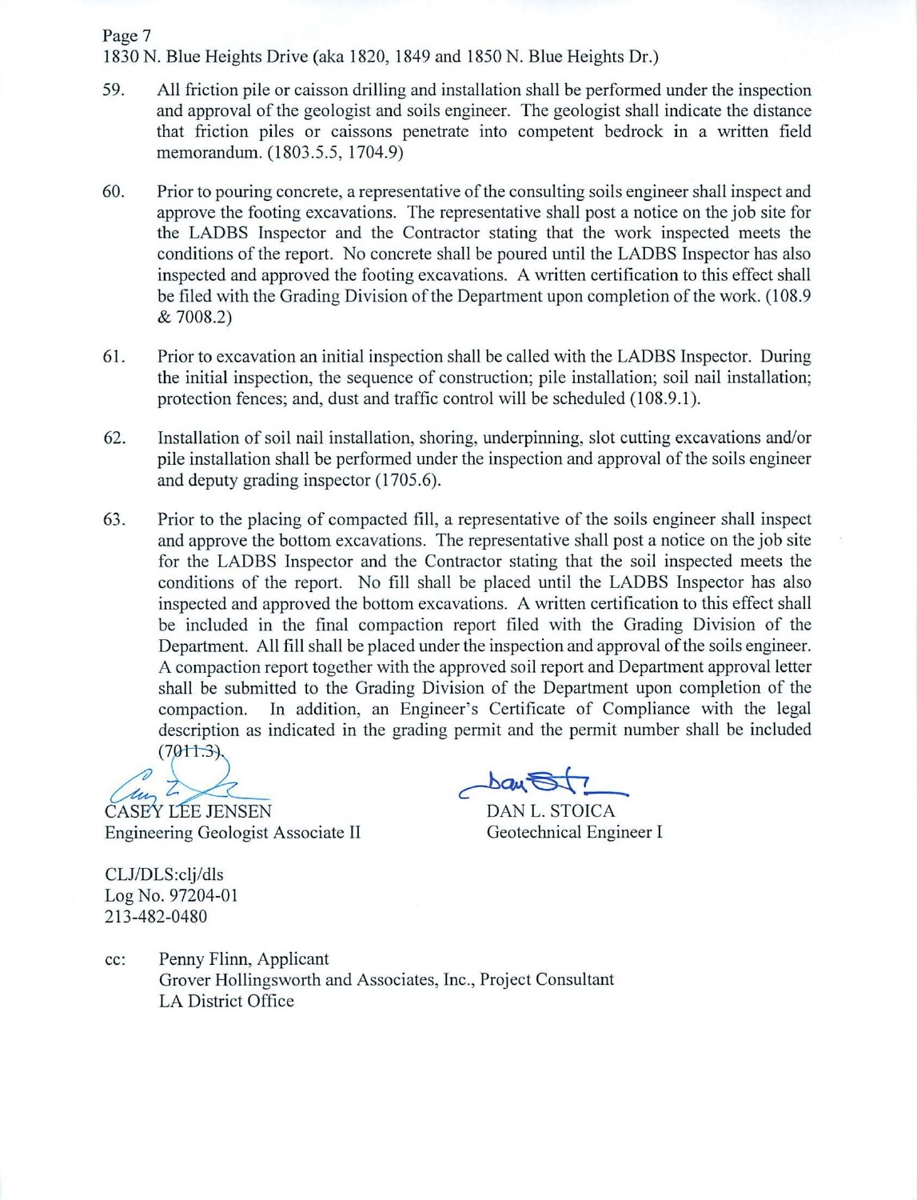59. All friction pile or caisson drilling and installation shall be performed under the inspection and approval of the geologist and soils engineer. The geologist shall indicate the distance that friction piles or caissons penetrate into competent bedrock in a written field memorandum. (1803.5.5, 1704.9)

60. Prior to pouring concrete, a representative of the consulting soils engineer shall inspect and approve the footing excavations. The representative shall post a notice on the job site for the LADBS Inspector and the Contractor stating that the work inspected meets the conditions of the report. No concrete shall be poured until the LADBS Inspector has also inspected and approved the footing excavations. A written certification to this effect shall be filed with the Grading Division of the Department upon completion of the work. (108.9 & 7008.2)

61. Prior to excavation an initial inspection shall be called with the LADBS Inspector. During the initial inspection, the sequence of construction; pile installation; soil nail installation; protection fences; and, dust and traffic control will be scheduled (108.9.1).

62. Installation of soil nail installation, shoring, underpinning, slot cutting excavations and/or pile installation shall be performed under the inspection and approval of the soils engineer and deputy grading inspector (1705.6).

63. Prior to the placing of compacted fill, a representative of the soils engineer shall inspect and approve the bottom excavations. The representative shall post a notice on the job site for the LADBS Inspector and the Contractor stating that the soil inspected meets the conditions of the report. No fill shall be placed until the LADBS Inspector has also inspected and approved the bottom excavations. A written certification to this effect shall be included in the final compaction report filed with the Grading Division of the Department. All fill shall be placed under the inspection and approval of the soils engineer. A compaction report together with the approved soil report and Department approval letter shall be submitted to the Grading Division of the Department upon completion of the compaction. In addition, an Engineer's Certificate of Compliance with the legal description as indicated in the grading permit and the permit number shall be included (7011.3).

CASEY LEE JENSEN
Engineering Geologist Associate II

DAN L. STOICA
Geotechnical Engineer I

CLJ/DLS:clj/dls
Log No. 97204-01
213-482-0480

cc: Penny Flinn, Applicant
Grover Hollingsworth and Associates, Inc., Project Consultant
LA District Office